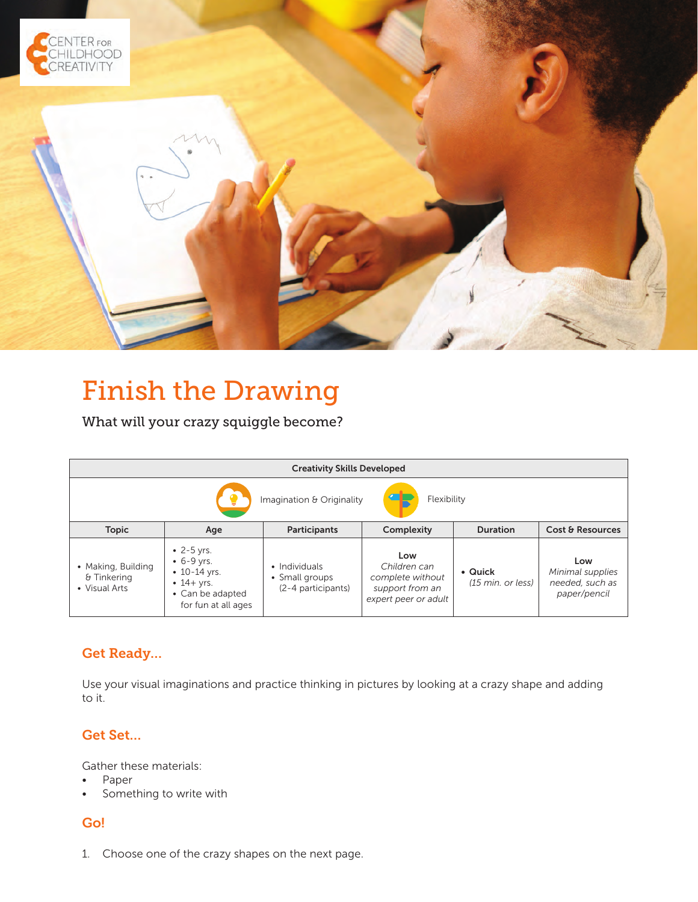# Finish the Drawing

What will your crazy squiggle become?

| Creativity Skills Developed | | | | | |
|---|---|---|---|---|---|
| Imagination & Originality | | Flexibility | | | |
| **Topic** | **Age** | **Participants** | **Complexity** | **Duration** | **Cost & Resources** |
| • Making, Building & Tinkering<br>• Visual Arts | • 2-5 yrs.<br>• 6-9 yrs.<br>• 10-14 yrs.<br>• 14+ yrs.<br>• Can be adapted for fun at all ages | • Individuals<br>• Small groups (2-4 participants) | **Low**<br>*Children can complete without support from an expert peer or adult* | • **Quick** *(15 min. or less)* | **Low**<br>*Minimal supplies needed, such as paper/pencil* |

## Get Ready...

Use your visual imaginations and practice thinking in pictures by looking at a crazy shape and adding to it.

## Get Set...

Gather these materials:

- Paper
- Something to write with

## Go!

1. Choose one of the crazy shapes on the next page.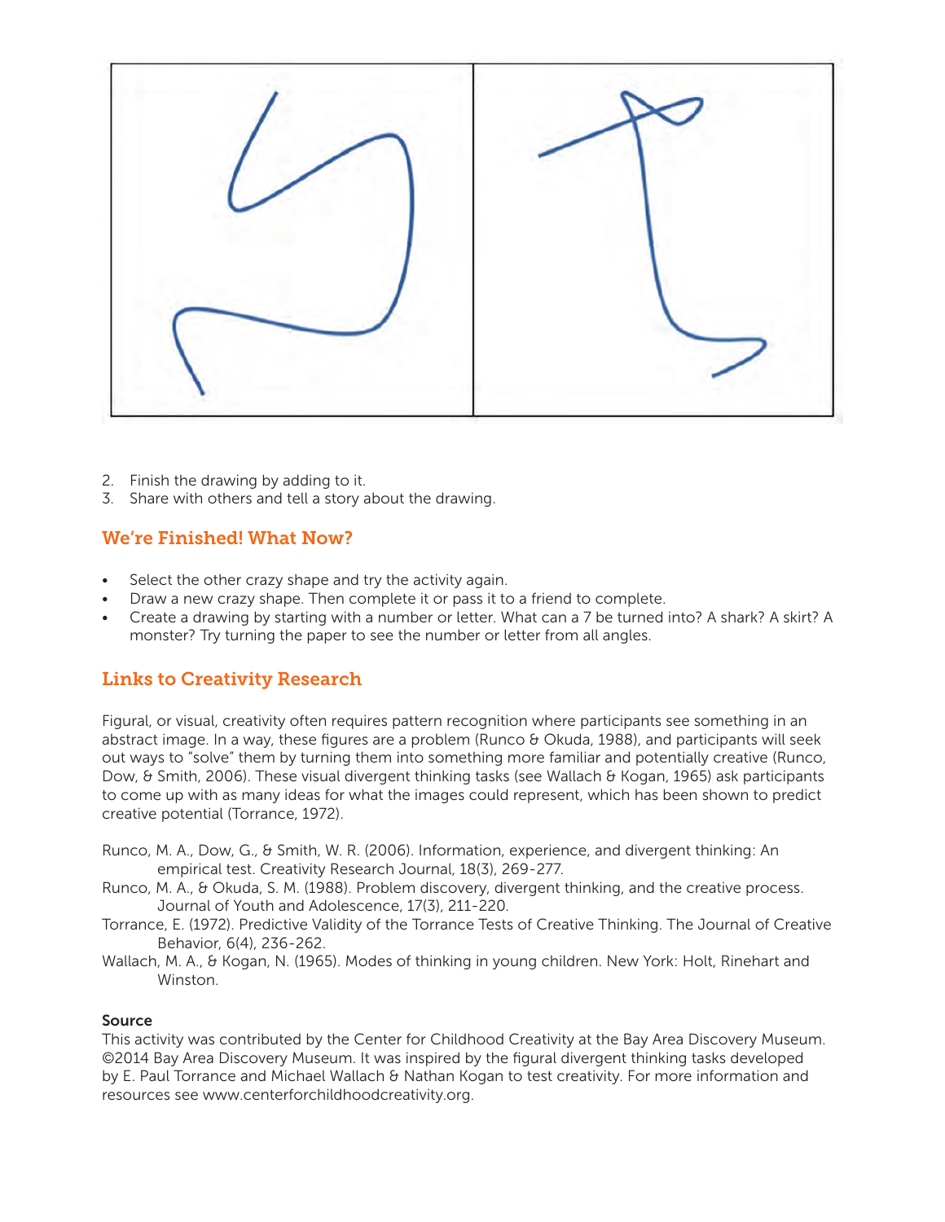2. Finish the drawing by adding to it.
3. Share with others and tell a story about the drawing.

## We're Finished! What Now?

- Select the other crazy shape and try the activity again.
- Draw a new crazy shape. Then complete it or pass it to a friend to complete.
- Create a drawing by starting with a number or letter. What can a 7 be turned into? A shark? A skirt? A monster? Try turning the paper to see the number or letter from all angles.

## Links to Creativity Research

Figural, or visual, creativity often requires pattern recognition where participants see something in an abstract image. In a way, these figures are a problem (Runco & Okuda, 1988), and participants will seek out ways to "solve" them by turning them into something more familiar and potentially creative (Runco, Dow, & Smith, 2006). These visual divergent thinking tasks (see Wallach & Kogan, 1965) ask participants to come up with as many ideas for what the images could represent, which has been shown to predict creative potential (Torrance, 1972).

Runco, M. A., Dow, G., & Smith, W. R. (2006). Information, experience, and divergent thinking: An empirical test. Creativity Research Journal, 18(3), 269-277.

Runco, M. A., & Okuda, S. M. (1988). Problem discovery, divergent thinking, and the creative process. Journal of Youth and Adolescence, 17(3), 211-220.

Torrance, E. (1972). Predictive Validity of the Torrance Tests of Creative Thinking. The Journal of Creative Behavior, 6(4), 236-262.

Wallach, M. A., & Kogan, N. (1965). Modes of thinking in young children. New York: Holt, Rinehart and Winston.

**Source**

This activity was contributed by the Center for Childhood Creativity at the Bay Area Discovery Museum. ©2014 Bay Area Discovery Museum. It was inspired by the figural divergent thinking tasks developed by E. Paul Torrance and Michael Wallach & Nathan Kogan to test creativity. For more information and resources see www.centerforchildhoodcreativity.org.